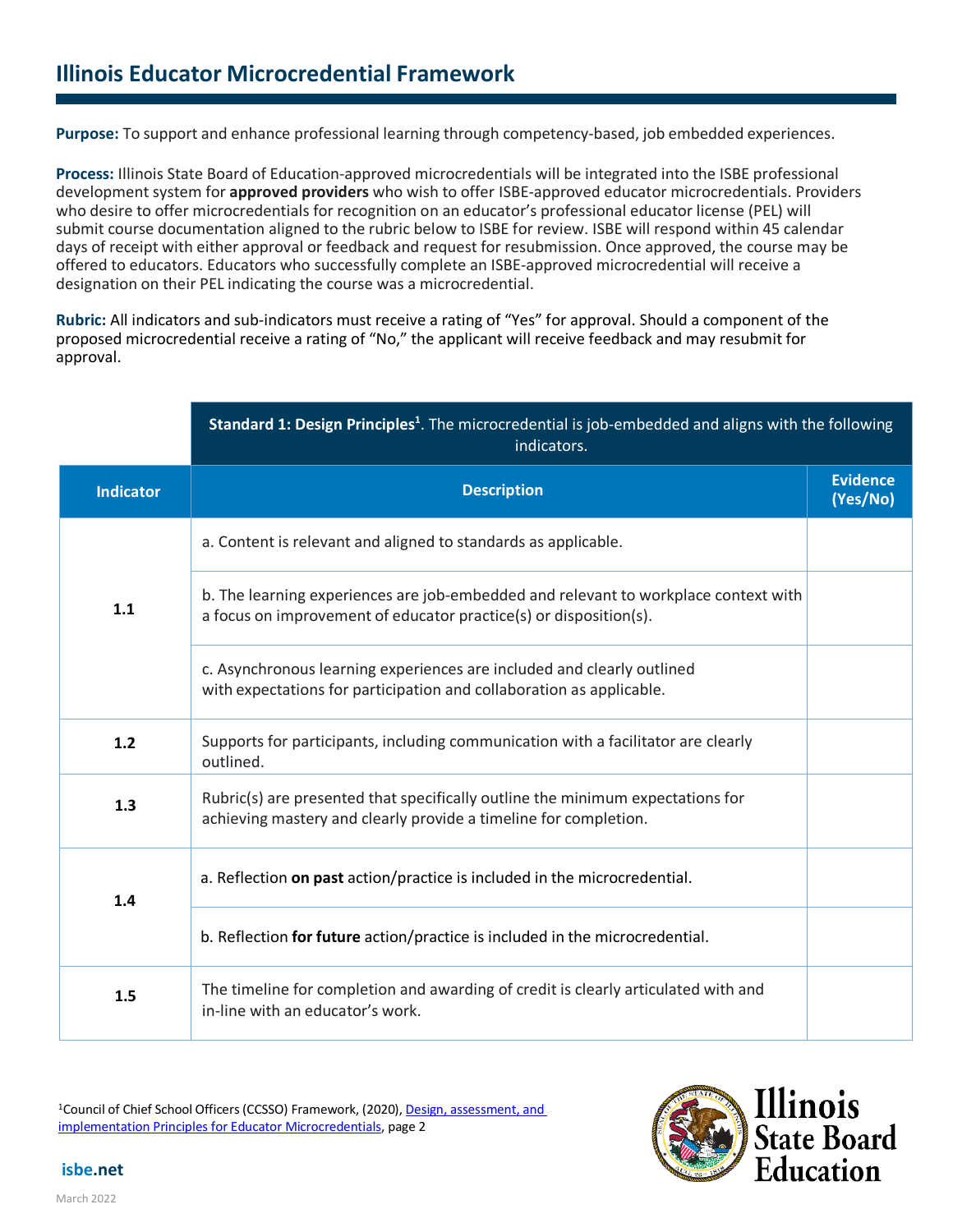# Illinois Educator Microcredential Framework

**Purpose:** To support and enhance professional learning through competency-based, job embedded experiences.

**Process:** Illinois State Board of Education-approved microcredentials will be integrated into the ISBE professional development system for **approved providers** who wish to offer ISBE-approved educator microcredentials. Providers who desire to offer microcredentials for recognition on an educator's professional educator license (PEL) will submit course documentation aligned to the rubric below to ISBE for review. ISBE will respond within 45 calendar days of receipt with either approval or feedback and request for resubmission. Once approved, the course may be offered to educators. Educators who successfully complete an ISBE-approved microcredential will receive a designation on their PEL indicating the course was a microcredential.

**Rubric:** All indicators and sub-indicators must receive a rating of "Yes" for approval. Should a component of the proposed microcredential receive a rating of "No," the applicant will receive feedback and may resubmit for approval.

| | **Standard 1: Design Principles[1]**. The microcredential is job-embedded and aligns with the following indicators. | |
|---|---|---|
| **Indicator** | **Description** | **Evidence (Yes/No)** |
| **1.1** | a. Content is relevant and aligned to standards as applicable. | |
| | b. The learning experiences are job-embedded and relevant to workplace context with a focus on improvement of educator practice(s) or disposition(s). | |
| | c. Asynchronous learning experiences are included and clearly outlined with expectations for participation and collaboration as applicable. | |
| **1.2** | Supports for participants, including communication with a facilitator are clearly outlined. | |
| **1.3** | Rubric(s) are presented that specifically outline the minimum expectations for achieving mastery and clearly provide a timeline for completion. | |
| **1.4** | a. Reflection **on past** action/practice is included in the microcredential. | |
| | b. Reflection **for future** action/practice is included in the microcredential. | |
| **1.5** | The timeline for completion and awarding of credit is clearly articulated with and in-line with an educator's work. | |

[1]Council of Chief School Officers (CCSSO) Framework, (2020), [Design, assessment, and implementation Principles for Educator Microcredentials](), page 2

isbe.net

March 2022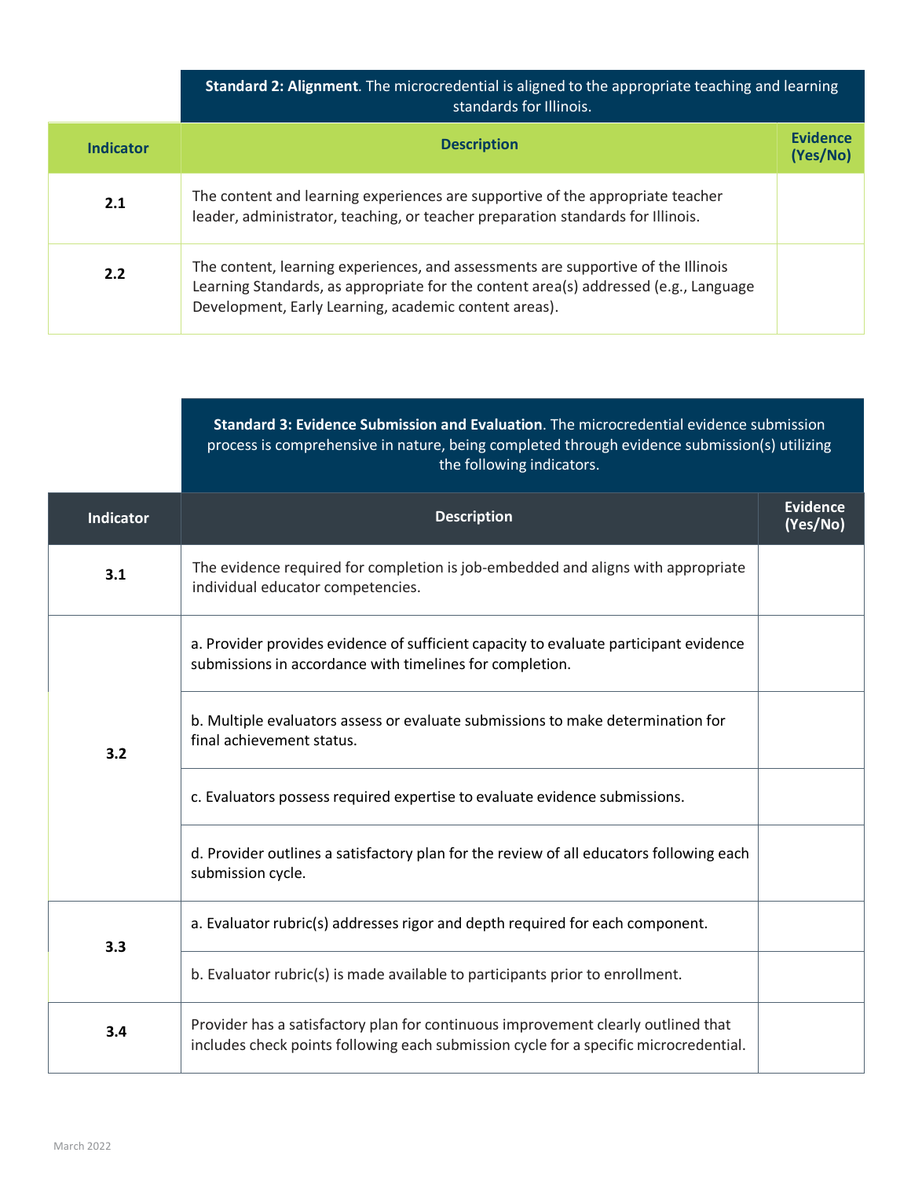**Standard 2: Alignment**. The microcredential is aligned to the appropriate teaching and learning standards for Illinois.

| Indicator | Description | Evidence (Yes/No) |
|---|---|---|
| 2.1 | The content and learning experiences are supportive of the appropriate teacher leader, administrator, teaching, or teacher preparation standards for Illinois. | |
| 2.2 | The content, learning experiences, and assessments are supportive of the Illinois Learning Standards, as appropriate for the content area(s) addressed (e.g., Language Development, Early Learning, academic content areas). | |

**Standard 3: Evidence Submission and Evaluation**. The microcredential evidence submission process is comprehensive in nature, being completed through evidence submission(s) utilizing the following indicators.

| Indicator | Description | Evidence (Yes/No) |
|---|---|---|
| 3.1 | The evidence required for completion is job-embedded and aligns with appropriate individual educator competencies. | |
| 3.2 | a. Provider provides evidence of sufficient capacity to evaluate participant evidence submissions in accordance with timelines for completion. | |
| | b. Multiple evaluators assess or evaluate submissions to make determination for final achievement status. | |
| | c. Evaluators possess required expertise to evaluate evidence submissions. | |
| | d. Provider outlines a satisfactory plan for the review of all educators following each submission cycle. | |
| 3.3 | a. Evaluator rubric(s) addresses rigor and depth required for each component. | |
| | b. Evaluator rubric(s) is made available to participants prior to enrollment. | |
| 3.4 | Provider has a satisfactory plan for continuous improvement clearly outlined that includes check points following each submission cycle for a specific microcredential. | |

March 2022